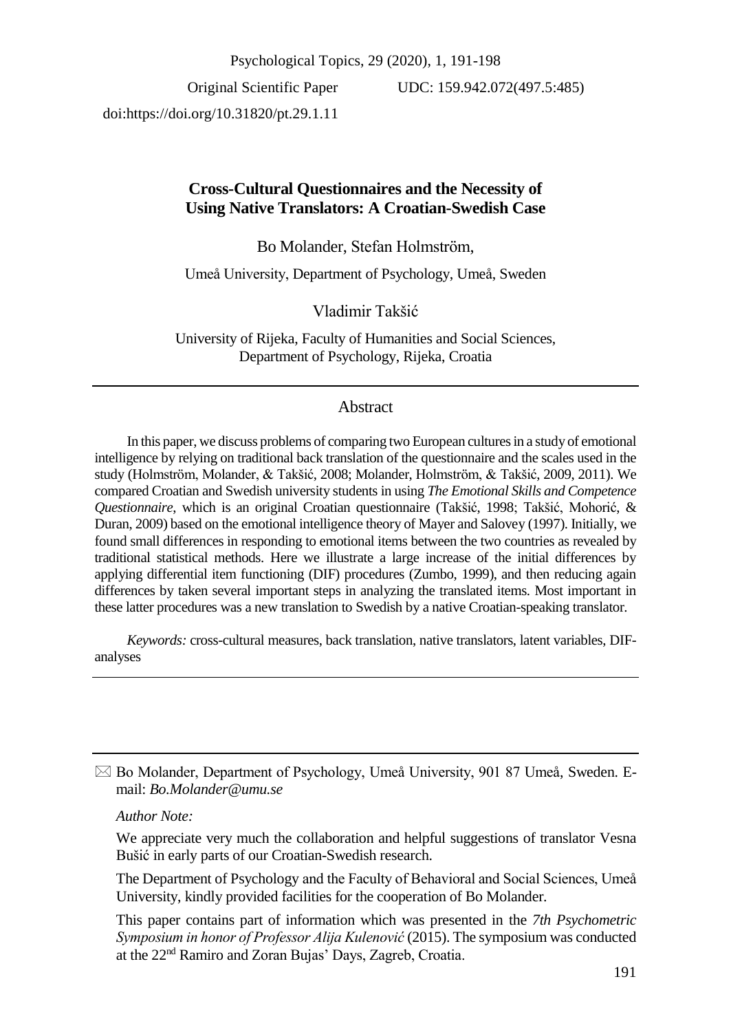Original Scientific Paper UDC: 159.942.072(497.5:485)

doi:https://doi.org/10.31820/pt.29.1.11

# Cross-Cultural Questionnaires and the Necessity of Using Native Translators: A Croatian-Swedish Case

Bo Molander, Stefan Holmström,

Umeå University, Department of Psychology, Umeå, Sweden

Vladimir Takšić

University of Rijeka, Faculty of Humanities and Social Sciences, Department of Psychology, Rijeka, Croatia

## Abstract

In this paper, we discuss problems of comparing two European cultures in a study of emotional intelligence by relying on traditional back translation of the questionnaire and the scales used in the study (Holmström, Molander, & Takšić, 2008; Molander, Holmström, & Takšić, 2009, 2011). We compared Croatian and Swedish university students in using *The Emotional Skills and Competence Questionnaire*, which is an original Croatian questionnaire (Takšić, 1998; Takšić, Mohorić, & Duran, 2009) based on the emotional intelligence theory of Mayer and Salovey (1997). Initially, we found small differences in responding to emotional items between the two countries as revealed by traditional statistical methods. Here we illustrate a large increase of the initial differences by applying differential item functioning (DIF) procedures (Zumbo, 1999), and then reducing again differences by taken several important steps in analyzing the translated items. Most important in these latter procedures was a new translation to Swedish by a native Croatian-speaking translator.

*Keywords:* cross-cultural measures, back translation, native translators, latent variables, DIF-analyses

---

✉ Bo Molander, Department of Psychology, Umeå University, 901 87 Umeå, Sweden. E-mail: *Bo.Molander@umu.se*

*Author Note:*

We appreciate very much the collaboration and helpful suggestions of translator Vesna Bušić in early parts of our Croatian-Swedish research.

The Department of Psychology and the Faculty of Behavioral and Social Sciences, Umeå University, kindly provided facilities for the cooperation of Bo Molander.

This paper contains part of information which was presented in the *7th Psychometric Symposium in honor of Professor Alija Kulenović* (2015). The symposium was conducted at the 22nd Ramiro and Zoran Bujas' Days, Zagreb, Croatia.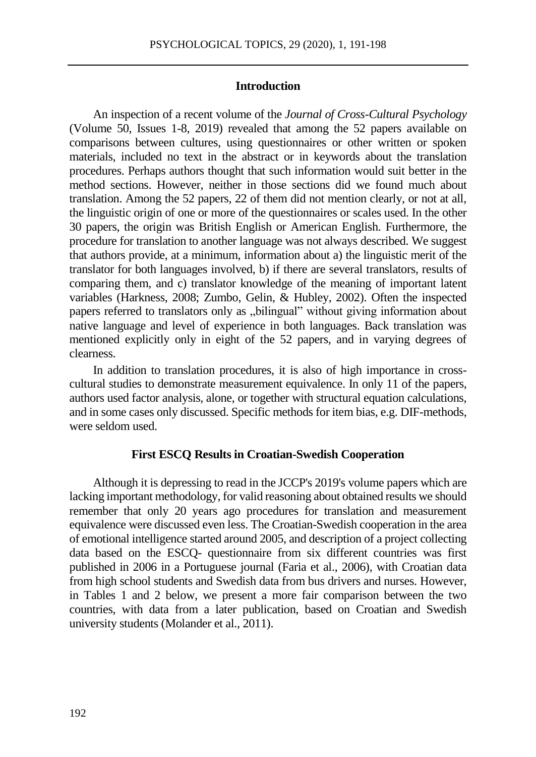## Introduction

An inspection of a recent volume of the *Journal of Cross-Cultural Psychology* (Volume 50, Issues 1-8, 2019) revealed that among the 52 papers available on comparisons between cultures, using questionnaires or other written or spoken materials, included no text in the abstract or in keywords about the translation procedures. Perhaps authors thought that such information would suit better in the method sections. However, neither in those sections did we found much about translation. Among the 52 papers, 22 of them did not mention clearly, or not at all, the linguistic origin of one or more of the questionnaires or scales used. In the other 30 papers, the origin was British English or American English. Furthermore, the procedure for translation to another language was not always described. We suggest that authors provide, at a minimum, information about a) the linguistic merit of the translator for both languages involved, b) if there are several translators, results of comparing them, and c) translator knowledge of the meaning of important latent variables (Harkness, 2008; Zumbo, Gelin, & Hubley, 2002). Often the inspected papers referred to translators only as „bilingual" without giving information about native language and level of experience in both languages. Back translation was mentioned explicitly only in eight of the 52 papers, and in varying degrees of clearness.

In addition to translation procedures, it is also of high importance in cross-cultural studies to demonstrate measurement equivalence. In only 11 of the papers, authors used factor analysis, alone, or together with structural equation calculations, and in some cases only discussed. Specific methods for item bias, e.g. DIF-methods, were seldom used.

## First ESCQ Results in Croatian-Swedish Cooperation

Although it is depressing to read in the JCCP's 2019's volume papers which are lacking important methodology, for valid reasoning about obtained results we should remember that only 20 years ago procedures for translation and measurement equivalence were discussed even less. The Croatian-Swedish cooperation in the area of emotional intelligence started around 2005, and description of a project collecting data based on the ESCQ- questionnaire from six different countries was first published in 2006 in a Portuguese journal (Faria et al., 2006), with Croatian data from high school students and Swedish data from bus drivers and nurses. However, in Tables 1 and 2 below, we present a more fair comparison between the two countries, with data from a later publication, based on Croatian and Swedish university students (Molander et al., 2011).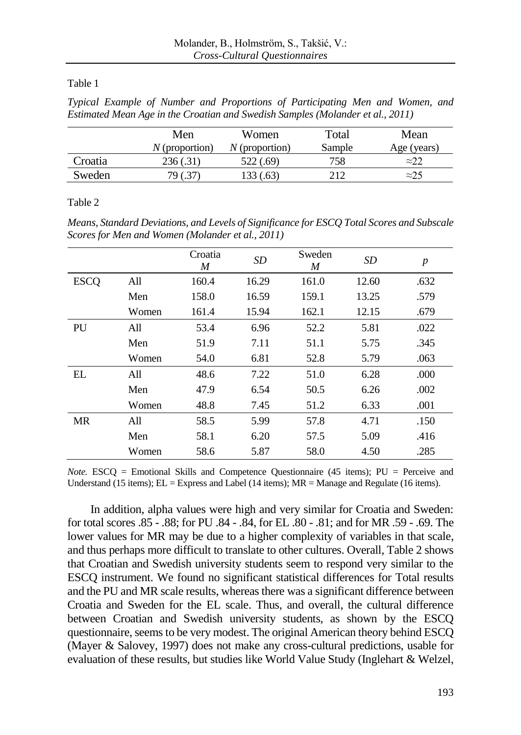Table 1

*Typical Example of Number and Proportions of Participating Men and Women, and Estimated Mean Age in the Croatian and Swedish Samples (Molander et al., 2011)*

| | Men *N* (proportion) | Women *N* (proportion) | Total Sample | Mean Age (years) |
|---|---|---|---|---|
| Croatia | 236 (.31) | 522 (.69) | 758 | ≈22 |
| Sweden | 79 (.37) | 133 (.63) | 212 | ≈25 |

Table 2

*Means, Standard Deviations, and Levels of Significance for ESCQ Total Scores and Subscale Scores for Men and Women (Molander et al., 2011)*

| | | Croatia *M* | *SD* | Sweden *M* | *SD* | *p* |
|---|---|---|---|---|---|---|
| ESCQ | All | 160.4 | 16.29 | 161.0 | 12.60 | .632 |
| | Men | 158.0 | 16.59 | 159.1 | 13.25 | .579 |
| | Women | 161.4 | 15.94 | 162.1 | 12.15 | .679 |
| PU | All | 53.4 | 6.96 | 52.2 | 5.81 | .022 |
| | Men | 51.9 | 7.11 | 51.1 | 5.75 | .345 |
| | Women | 54.0 | 6.81 | 52.8 | 5.79 | .063 |
| EL | All | 48.6 | 7.22 | 51.0 | 6.28 | .000 |
| | Men | 47.9 | 6.54 | 50.5 | 6.26 | .002 |
| | Women | 48.8 | 7.45 | 51.2 | 6.33 | .001 |
| MR | All | 58.5 | 5.99 | 57.8 | 4.71 | .150 |
| | Men | 58.1 | 6.20 | 57.5 | 5.09 | .416 |
| | Women | 58.6 | 5.87 | 58.0 | 4.50 | .285 |

*Note.* ESCQ = Emotional Skills and Competence Questionnaire (45 items); PU = Perceive and Understand (15 items); EL = Express and Label (14 items); MR = Manage and Regulate (16 items).

In addition, alpha values were high and very similar for Croatia and Sweden: for total scores .85 - .88; for PU .84 - .84, for EL .80 - .81; and for MR .59 - .69. The lower values for MR may be due to a higher complexity of variables in that scale, and thus perhaps more difficult to translate to other cultures. Overall, Table 2 shows that Croatian and Swedish university students seem to respond very similar to the ESCQ instrument. We found no significant statistical differences for Total results and the PU and MR scale results, whereas there was a significant difference between Croatia and Sweden for the EL scale. Thus, and overall, the cultural difference between Croatian and Swedish university students, as shown by the ESCQ questionnaire, seems to be very modest. The original American theory behind ESCQ (Mayer & Salovey, 1997) does not make any cross-cultural predictions, usable for evaluation of these results, but studies like World Value Study (Inglehart & Welzel,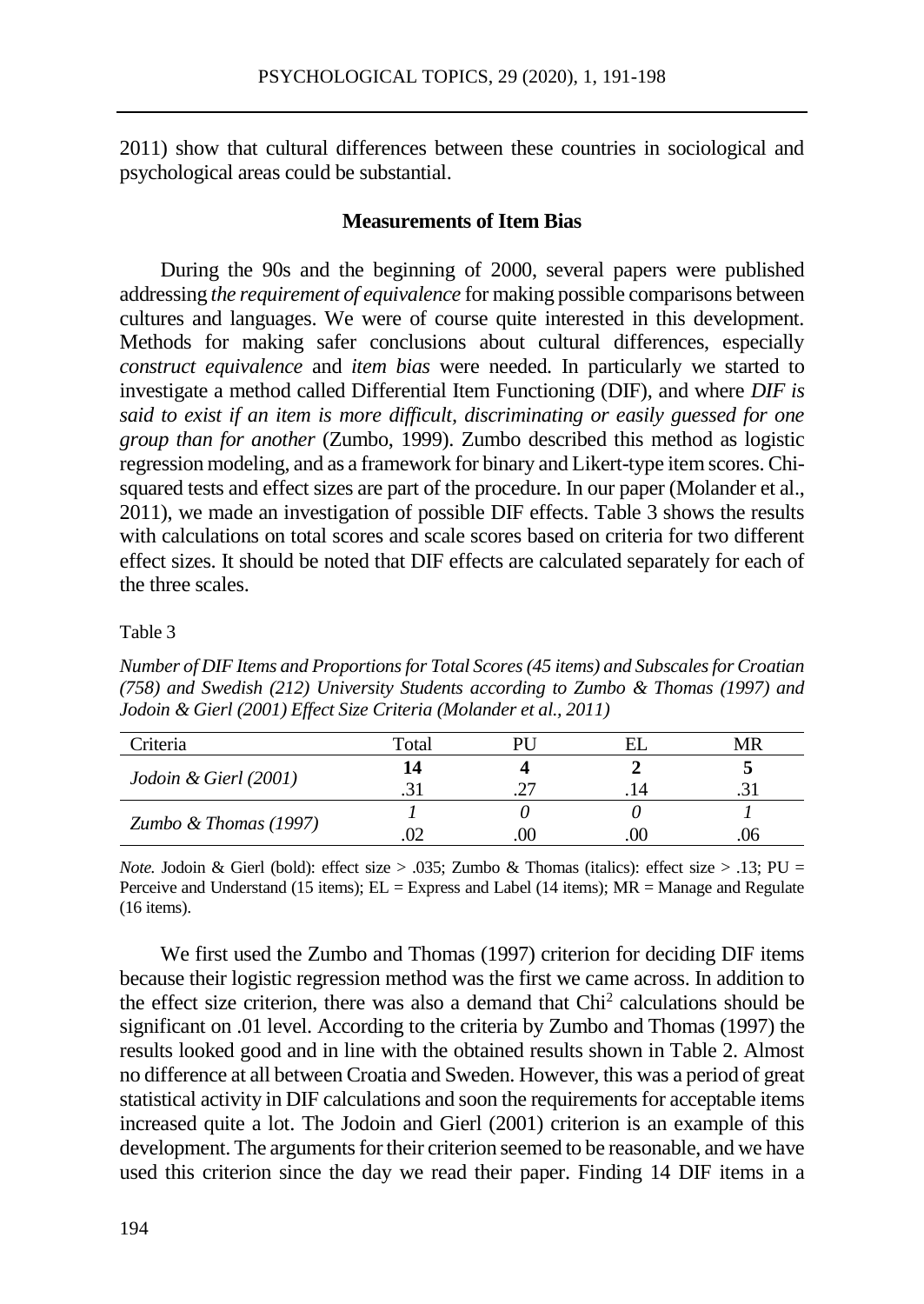2011) show that cultural differences between these countries in sociological and psychological areas could be substantial.

## Measurements of Item Bias

During the 90s and the beginning of 2000, several papers were published addressing *the requirement of equivalence* for making possible comparisons between cultures and languages. We were of course quite interested in this development. Methods for making safer conclusions about cultural differences, especially *construct equivalence* and *item bias* were needed. In particularly we started to investigate a method called Differential Item Functioning (DIF), and where *DIF is said to exist if an item is more difficult, discriminating or easily guessed for one group than for another* (Zumbo, 1999). Zumbo described this method as logistic regression modeling, and as a framework for binary and Likert-type item scores. Chi-squared tests and effect sizes are part of the procedure. In our paper (Molander et al., 2011), we made an investigation of possible DIF effects. Table 3 shows the results with calculations on total scores and scale scores based on criteria for two different effect sizes. It should be noted that DIF effects are calculated separately for each of the three scales.

Table 3

*Number of DIF Items and Proportions for Total Scores (45 items) and Subscales for Croatian (758) and Swedish (212) University Students according to Zumbo & Thomas (1997) and Jodoin & Gierl (2001) Effect Size Criteria (Molander et al., 2011)*

| Criteria | Total | PU | EL | MR |
|---|---|---|---|---|
| *Jodoin & Gierl (2001)* | **14** | **4** | **2** | **5** |
| | .31 | .27 | .14 | .31 |
| *Zumbo & Thomas (1997)* | *1* | *0* | *0* | *1* |
| | .02 | .00 | .00 | .06 |

*Note.* Jodoin & Gierl (bold): effect size > .035; Zumbo & Thomas (italics): effect size > .13; PU = Perceive and Understand (15 items); EL = Express and Label (14 items); MR = Manage and Regulate (16 items).

We first used the Zumbo and Thomas (1997) criterion for deciding DIF items because their logistic regression method was the first we came across. In addition to the effect size criterion, there was also a demand that $Chi^2$ calculations should be significant on .01 level. According to the criteria by Zumbo and Thomas (1997) the results looked good and in line with the obtained results shown in Table 2. Almost no difference at all between Croatia and Sweden. However, this was a period of great statistical activity in DIF calculations and soon the requirements for acceptable items increased quite a lot. The Jodoin and Gierl (2001) criterion is an example of this development. The arguments for their criterion seemed to be reasonable, and we have used this criterion since the day we read their paper. Finding 14 DIF items in a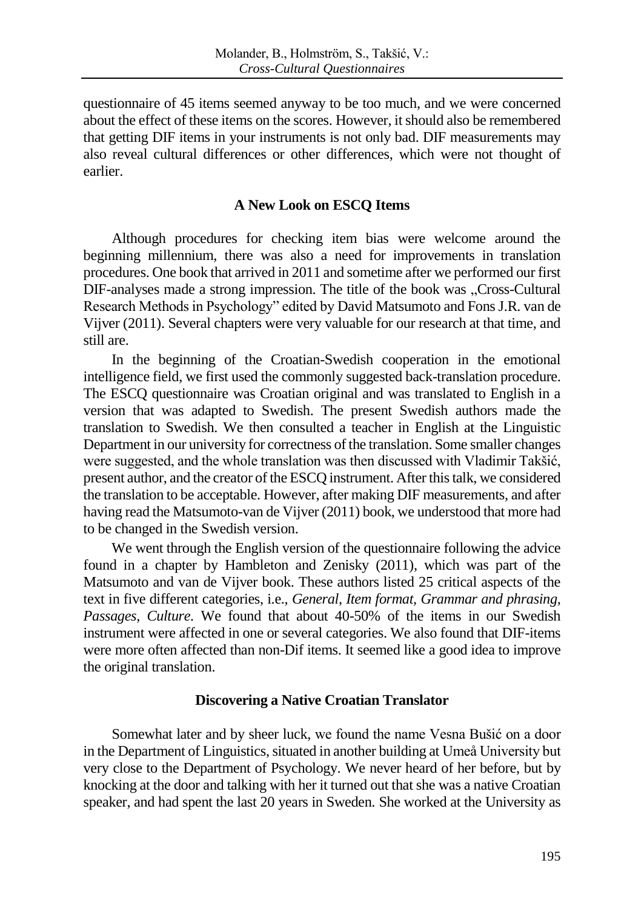questionnaire of 45 items seemed anyway to be too much, and we were concerned about the effect of these items on the scores. However, it should also be remembered that getting DIF items in your instruments is not only bad. DIF measurements may also reveal cultural differences or other differences, which were not thought of earlier.

## A New Look on ESCQ Items

Although procedures for checking item bias were welcome around the beginning millennium, there was also a need for improvements in translation procedures. One book that arrived in 2011 and sometime after we performed our first DIF-analyses made a strong impression. The title of the book was „Cross-Cultural Research Methods in Psychology" edited by David Matsumoto and Fons J.R. van de Vijver (2011). Several chapters were very valuable for our research at that time, and still are.

In the beginning of the Croatian-Swedish cooperation in the emotional intelligence field, we first used the commonly suggested back-translation procedure. The ESCQ questionnaire was Croatian original and was translated to English in a version that was adapted to Swedish. The present Swedish authors made the translation to Swedish. We then consulted a teacher in English at the Linguistic Department in our university for correctness of the translation. Some smaller changes were suggested, and the whole translation was then discussed with Vladimir Takšić, present author, and the creator of the ESCQ instrument. After this talk, we considered the translation to be acceptable. However, after making DIF measurements, and after having read the Matsumoto-van de Vijver (2011) book, we understood that more had to be changed in the Swedish version.

We went through the English version of the questionnaire following the advice found in a chapter by Hambleton and Zenisky (2011), which was part of the Matsumoto and van de Vijver book. These authors listed 25 critical aspects of the text in five different categories, i.e., *General*, *Item format*, *Grammar and phrasing*, *Passages*, *Culture*. We found that about 40-50% of the items in our Swedish instrument were affected in one or several categories. We also found that DIF-items were more often affected than non-Dif items. It seemed like a good idea to improve the original translation.

## Discovering a Native Croatian Translator

Somewhat later and by sheer luck, we found the name Vesna Bušić on a door in the Department of Linguistics, situated in another building at Umeå University but very close to the Department of Psychology. We never heard of her before, but by knocking at the door and talking with her it turned out that she was a native Croatian speaker, and had spent the last 20 years in Sweden. She worked at the University as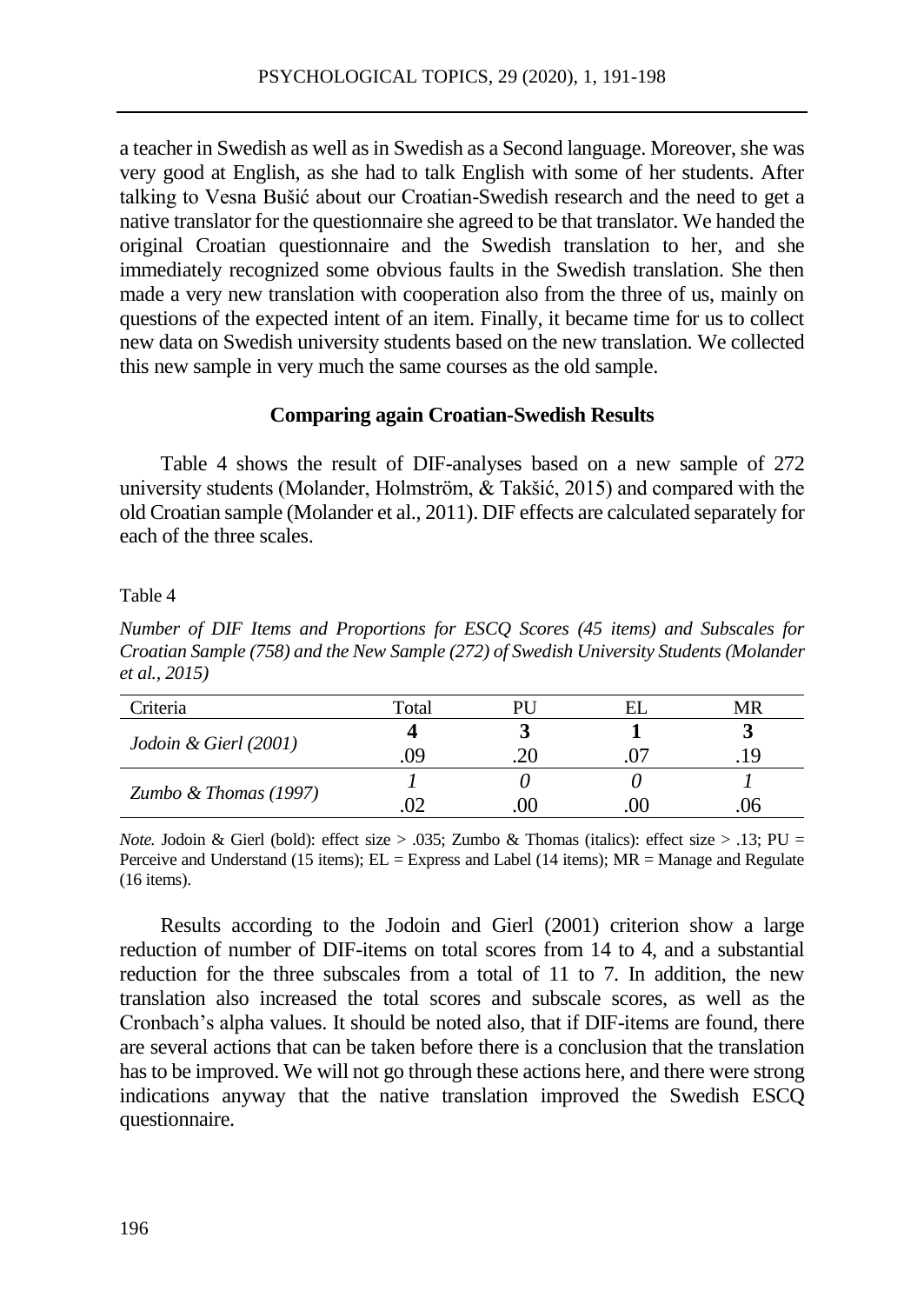a teacher in Swedish as well as in Swedish as a Second language. Moreover, she was very good at English, as she had to talk English with some of her students. After talking to Vesna Bušić about our Croatian-Swedish research and the need to get a native translator for the questionnaire she agreed to be that translator. We handed the original Croatian questionnaire and the Swedish translation to her, and she immediately recognized some obvious faults in the Swedish translation. She then made a very new translation with cooperation also from the three of us, mainly on questions of the expected intent of an item. Finally, it became time for us to collect new data on Swedish university students based on the new translation. We collected this new sample in very much the same courses as the old sample.

### Comparing again Croatian-Swedish Results

Table 4 shows the result of DIF-analyses based on a new sample of 272 university students (Molander, Holmström, & Takšić, 2015) and compared with the old Croatian sample (Molander et al., 2011). DIF effects are calculated separately for each of the three scales.

Table 4

*Number of DIF Items and Proportions for ESCQ Scores (45 items) and Subscales for Croatian Sample (758) and the New Sample (272) of Swedish University Students (Molander et al., 2015)*

| Criteria | Total | PU | EL | MR |
|---|---|---|---|---|
| *Jodoin & Gierl (2001)* | **4** | **3** | **1** | **3** |
| | .09 | .20 | .07 | .19 |
| *Zumbo & Thomas (1997)* | *1* | *0* | *0* | *1* |
| | .02 | .00 | .00 | .06 |

*Note.* Jodoin & Gierl (bold): effect size > .035; Zumbo & Thomas (italics): effect size > .13; PU = Perceive and Understand (15 items); EL = Express and Label (14 items); MR = Manage and Regulate (16 items).

Results according to the Jodoin and Gierl (2001) criterion show a large reduction of number of DIF-items on total scores from 14 to 4, and a substantial reduction for the three subscales from a total of 11 to 7. In addition, the new translation also increased the total scores and subscale scores, as well as the Cronbach's alpha values. It should be noted also, that if DIF-items are found, there are several actions that can be taken before there is a conclusion that the translation has to be improved. We will not go through these actions here, and there were strong indications anyway that the native translation improved the Swedish ESCQ questionnaire.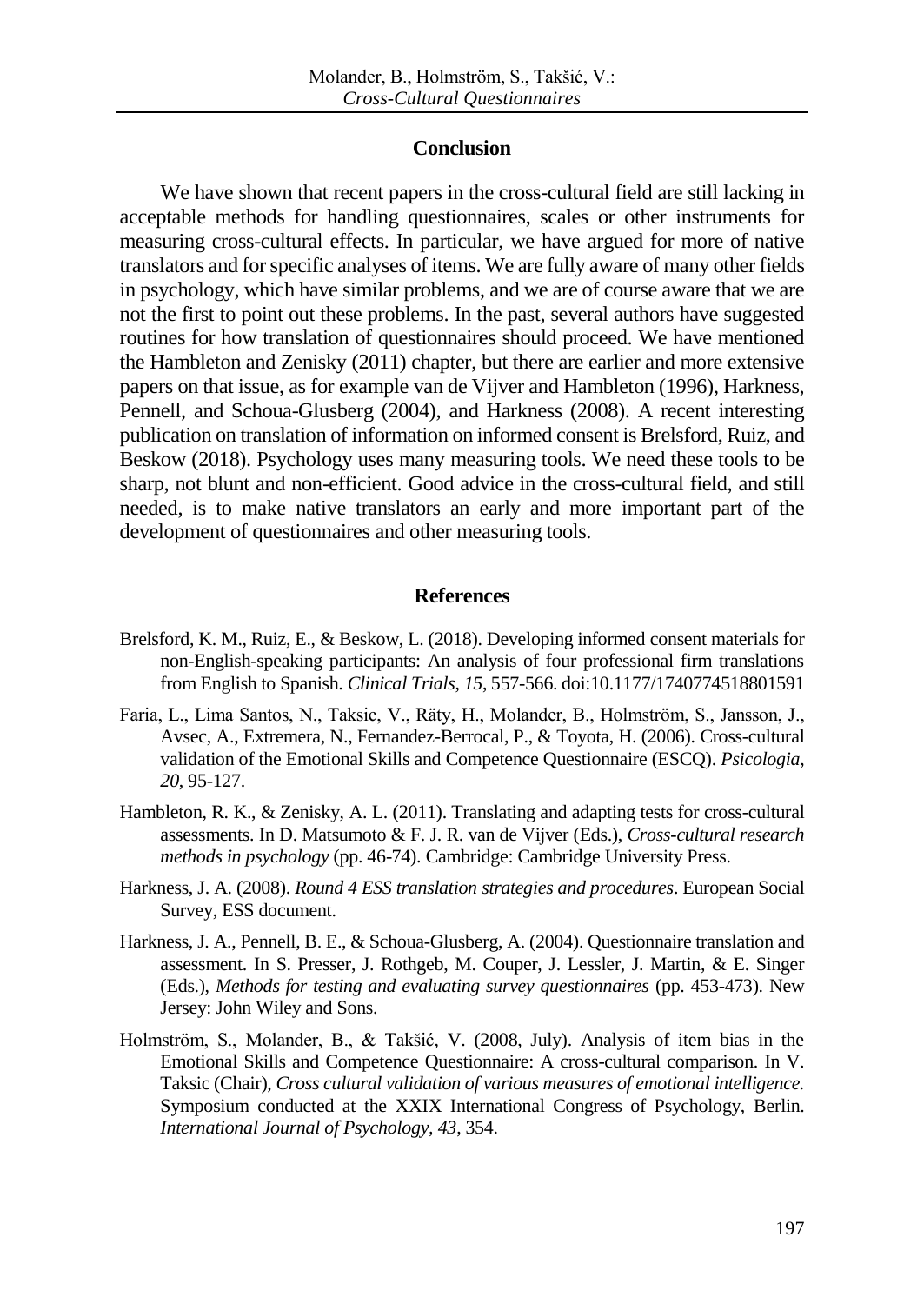## Conclusion

We have shown that recent papers in the cross-cultural field are still lacking in acceptable methods for handling questionnaires, scales or other instruments for measuring cross-cultural effects. In particular, we have argued for more of native translators and for specific analyses of items. We are fully aware of many other fields in psychology, which have similar problems, and we are of course aware that we are not the first to point out these problems. In the past, several authors have suggested routines for how translation of questionnaires should proceed. We have mentioned the Hambleton and Zenisky (2011) chapter, but there are earlier and more extensive papers on that issue, as for example van de Vijver and Hambleton (1996), Harkness, Pennell, and Schoua-Glusberg (2004), and Harkness (2008). A recent interesting publication on translation of information on informed consent is Brelsford, Ruiz, and Beskow (2018). Psychology uses many measuring tools. We need these tools to be sharp, not blunt and non-efficient. Good advice in the cross-cultural field, and still needed, is to make native translators an early and more important part of the development of questionnaires and other measuring tools.

## References

Brelsford, K. M., Ruiz, E., & Beskow, L. (2018). Developing informed consent materials for non-English-speaking participants: An analysis of four professional firm translations from English to Spanish. *Clinical Trials*, *15*, 557-566. doi:10.1177/1740774518801591

Faria, L., Lima Santos, N., Taksic, V., Räty, H., Molander, B., Holmström, S., Jansson, J., Avsec, A., Extremera, N., Fernandez-Berrocal, P., & Toyota, H. (2006). Cross-cultural validation of the Emotional Skills and Competence Questionnaire (ESCQ). *Psicologia*, *20*, 95-127.

Hambleton, R. K., & Zenisky, A. L. (2011). Translating and adapting tests for cross-cultural assessments. In D. Matsumoto & F. J. R. van de Vijver (Eds.), *Cross-cultural research methods in psychology* (pp. 46-74). Cambridge: Cambridge University Press.

Harkness, J. A. (2008). *Round 4 ESS translation strategies and procedures*. European Social Survey, ESS document.

Harkness, J. A., Pennell, B. E., & Schoua-Glusberg, A. (2004). Questionnaire translation and assessment. In S. Presser, J. Rothgeb, M. Couper, J. Lessler, J. Martin, & E. Singer (Eds.), *Methods for testing and evaluating survey questionnaires* (pp. 453-473). New Jersey: John Wiley and Sons.

Holmström, S., Molander, B., & Takšić, V. (2008, July). Analysis of item bias in the Emotional Skills and Competence Questionnaire: A cross-cultural comparison. In V. Taksic (Chair), *Cross cultural validation of various measures of emotional intelligence.* Symposium conducted at the XXIX International Congress of Psychology, Berlin. *International Journal of Psychology, 43*, 354.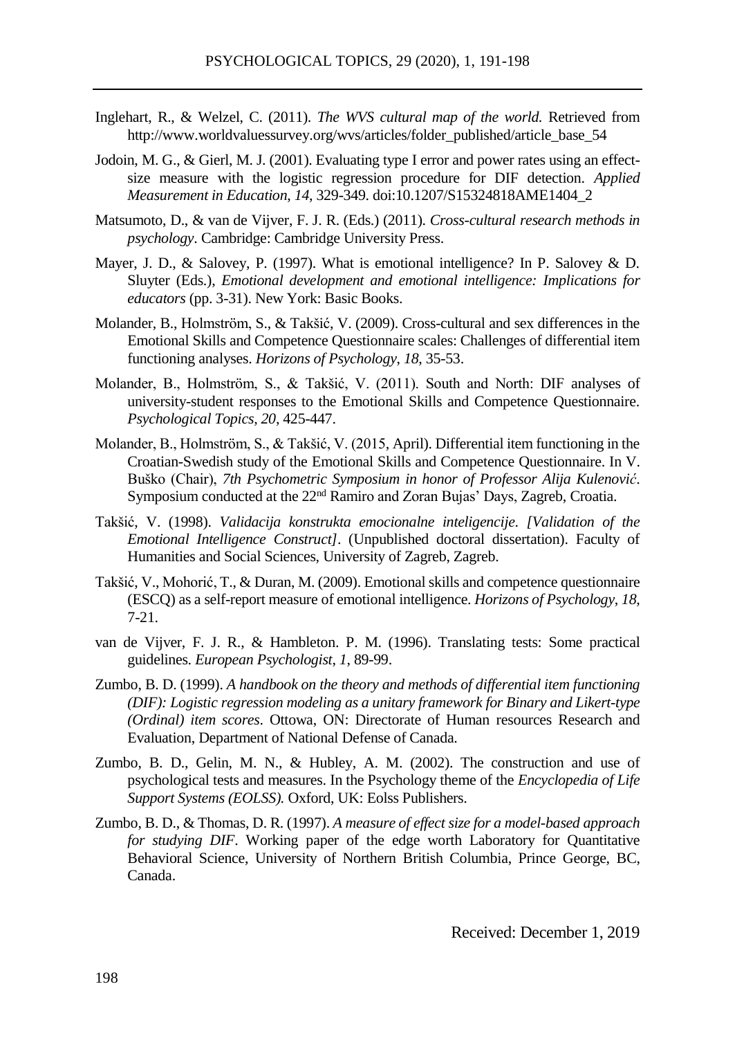Inglehart, R., & Welzel, C. (2011). *The WVS cultural map of the world.* Retrieved from http://www.worldvaluessurvey.org/wvs/articles/folder_published/article_base_54

Jodoin, M. G., & Gierl, M. J. (2001). Evaluating type I error and power rates using an effect-size measure with the logistic regression procedure for DIF detection. *Applied Measurement in Education*, *14*, 329-349. doi:10.1207/S15324818AME1404_2

Matsumoto, D., & van de Vijver, F. J. R. (Eds.) (2011). *Cross-cultural research methods in psychology*. Cambridge: Cambridge University Press.

Mayer, J. D., & Salovey, P. (1997). What is emotional intelligence? In P. Salovey & D. Sluyter (Eds.), *Emotional development and emotional intelligence: Implications for educators* (pp. 3-31). New York: Basic Books.

Molander, B., Holmström, S., & Takšić, V. (2009). Cross-cultural and sex differences in the Emotional Skills and Competence Questionnaire scales: Challenges of differential item functioning analyses. *Horizons of Psychology*, *18*, 35-53.

Molander, B., Holmström, S., & Takšić, V. (2011). South and North: DIF analyses of university-student responses to the Emotional Skills and Competence Questionnaire. *Psychological Topics*, *20*, 425-447.

Molander, B., Holmström, S., & Takšić, V. (2015, April). Differential item functioning in the Croatian-Swedish study of the Emotional Skills and Competence Questionnaire. In V. Buško (Chair), *7th Psychometric Symposium in honor of Professor Alija Kulenović*. Symposium conducted at the 22nd Ramiro and Zoran Bujas' Days, Zagreb, Croatia.

Takšić, V. (1998). *Validacija konstrukta emocionalne inteligencije. [Validation of the Emotional Intelligence Construct]*. (Unpublished doctoral dissertation). Faculty of Humanities and Social Sciences, University of Zagreb, Zagreb.

Takšić, V., Mohorić, T., & Duran, M. (2009). Emotional skills and competence questionnaire (ESCQ) as a self-report measure of emotional intelligence. *Horizons of Psychology*, *18*, 7-21.

van de Vijver, F. J. R., & Hambleton. P. M. (1996). Translating tests: Some practical guidelines. *European Psychologist*, *1*, 89-99.

Zumbo, B. D. (1999). *A handbook on the theory and methods of differential item functioning (DIF): Logistic regression modeling as a unitary framework for Binary and Likert-type (Ordinal) item scores*. Ottowa, ON: Directorate of Human resources Research and Evaluation, Department of National Defense of Canada.

Zumbo, B. D., Gelin, M. N., & Hubley, A. M. (2002). The construction and use of psychological tests and measures. In the Psychology theme of the *Encyclopedia of Life Support Systems (EOLSS).* Oxford, UK: Eolss Publishers.

Zumbo, B. D., & Thomas, D. R. (1997). *A measure of effect size for a model-based approach for studying DIF*. Working paper of the edge worth Laboratory for Quantitative Behavioral Science, University of Northern British Columbia, Prince George, BC, Canada.

Received: December 1, 2019